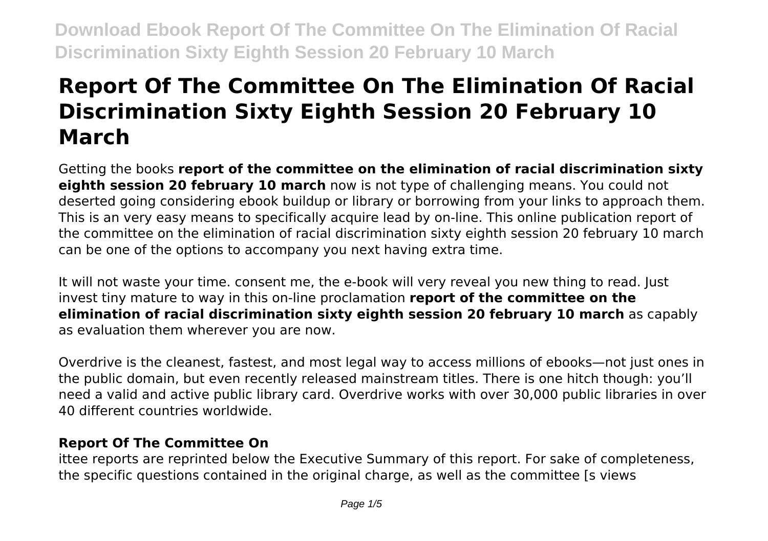# Report Of The Committee On The Elimination Of Racial Discrimination Sixty Eighth Session 20 February 10 March

Getting the books **report of the committee on the elimination of racial discrimination sixty eighth session 20 february 10 march** now is not type of challenging means. You could not deserted going considering ebook buildup or library or borrowing from your links to approach them. This is an very easy means to specifically acquire lead by on-line. This online publication report of the committee on the elimination of racial discrimination sixty eighth session 20 february 10 march can be one of the options to accompany you next having extra time.

It will not waste your time. consent me, the e-book will very reveal you new thing to read. Just invest tiny mature to way in this on-line proclamation **report of the committee on the elimination of racial discrimination sixty eighth session 20 february 10 march** as capably as evaluation them wherever you are now.

Overdrive is the cleanest, fastest, and most legal way to access millions of ebooks—not just ones in the public domain, but even recently released mainstream titles. There is one hitch though: you'll need a valid and active public library card. Overdrive works with over 30,000 public libraries in over 40 different countries worldwide.

## Report Of The Committee On

ittee reports are reprinted below the Executive Summary of this report. For sake of completeness, the specific questions contained in the original charge, as well as the committee [s views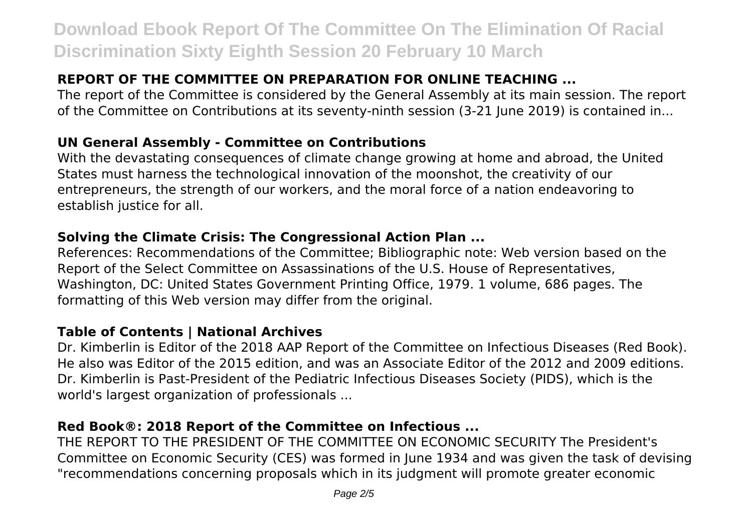## REPORT OF THE COMMITTEE ON PREPARATION FOR ONLINE TEACHING ...

The report of the Committee is considered by the General Assembly at its main session. The report of the Committee on Contributions at its seventy-ninth session (3-21 June 2019) is contained in...

## UN General Assembly - Committee on Contributions

With the devastating consequences of climate change growing at home and abroad, the United States must harness the technological innovation of the moonshot, the creativity of our entrepreneurs, the strength of our workers, and the moral force of a nation endeavoring to establish justice for all.

## Solving the Climate Crisis: The Congressional Action Plan ...

References: Recommendations of the Committee; Bibliographic note: Web version based on the Report of the Select Committee on Assassinations of the U.S. House of Representatives, Washington, DC: United States Government Printing Office, 1979. 1 volume, 686 pages. The formatting of this Web version may differ from the original.

## Table of Contents | National Archives

Dr. Kimberlin is Editor of the 2018 AAP Report of the Committee on Infectious Diseases (Red Book). He also was Editor of the 2015 edition, and was an Associate Editor of the 2012 and 2009 editions. Dr. Kimberlin is Past-President of the Pediatric Infectious Diseases Society (PIDS), which is the world's largest organization of professionals ...

## Red Book®: 2018 Report of the Committee on Infectious ...

THE REPORT TO THE PRESIDENT OF THE COMMITTEE ON ECONOMIC SECURITY The President's Committee on Economic Security (CES) was formed in June 1934 and was given the task of devising "recommendations concerning proposals which in its judgment will promote greater economic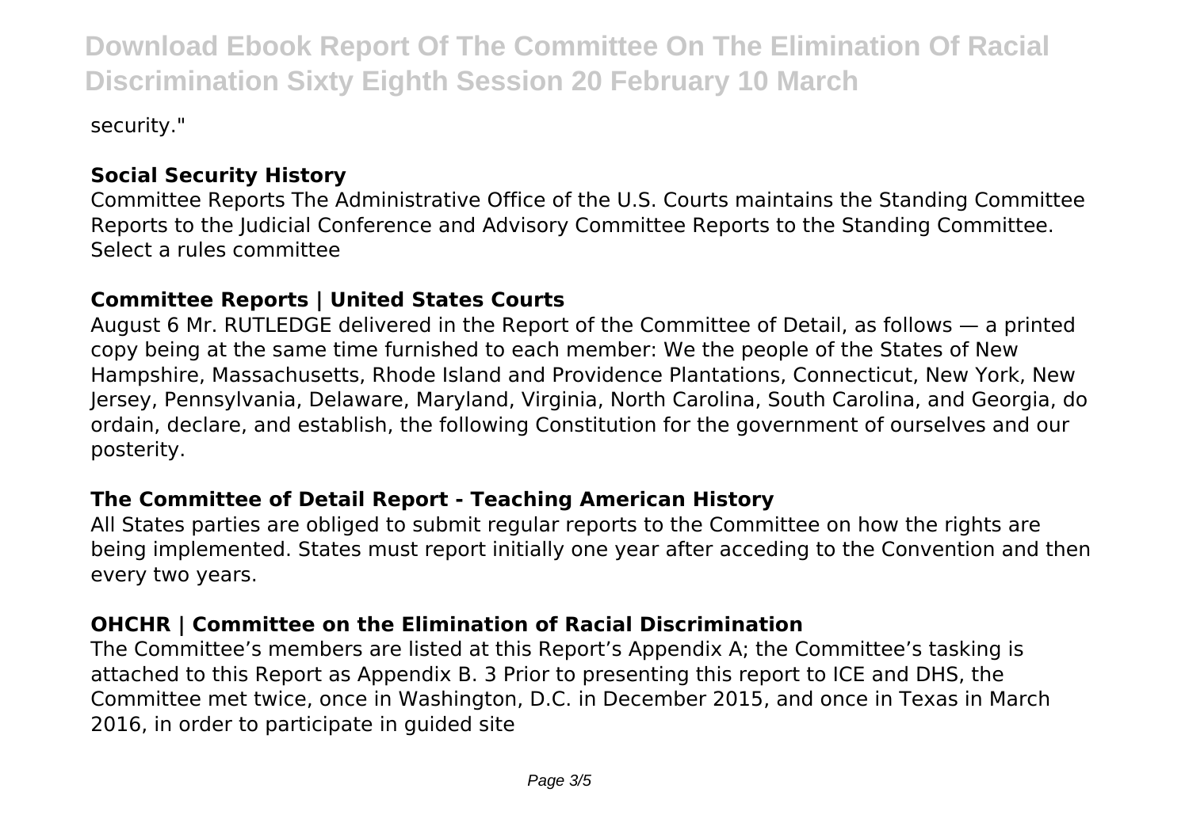security."

### Social Security History

Committee Reports The Administrative Office of the U.S. Courts maintains the Standing Committee Reports to the Judicial Conference and Advisory Committee Reports to the Standing Committee. Select a rules committee

### Committee Reports | United States Courts

August 6 Mr. RUTLEDGE delivered in the Report of the Committee of Detail, as follows — a printed copy being at the same time furnished to each member: We the people of the States of New Hampshire, Massachusetts, Rhode Island and Providence Plantations, Connecticut, New York, New Jersey, Pennsylvania, Delaware, Maryland, Virginia, North Carolina, South Carolina, and Georgia, do ordain, declare, and establish, the following Constitution for the government of ourselves and our posterity.

### The Committee of Detail Report - Teaching American History

All States parties are obliged to submit regular reports to the Committee on how the rights are being implemented. States must report initially one year after acceding to the Convention and then every two years.

### OHCHR | Committee on the Elimination of Racial Discrimination

The Committee's members are listed at this Report's Appendix A; the Committee's tasking is attached to this Report as Appendix B. 3 Prior to presenting this report to ICE and DHS, the Committee met twice, once in Washington, D.C. in December 2015, and once in Texas in March 2016, in order to participate in guided site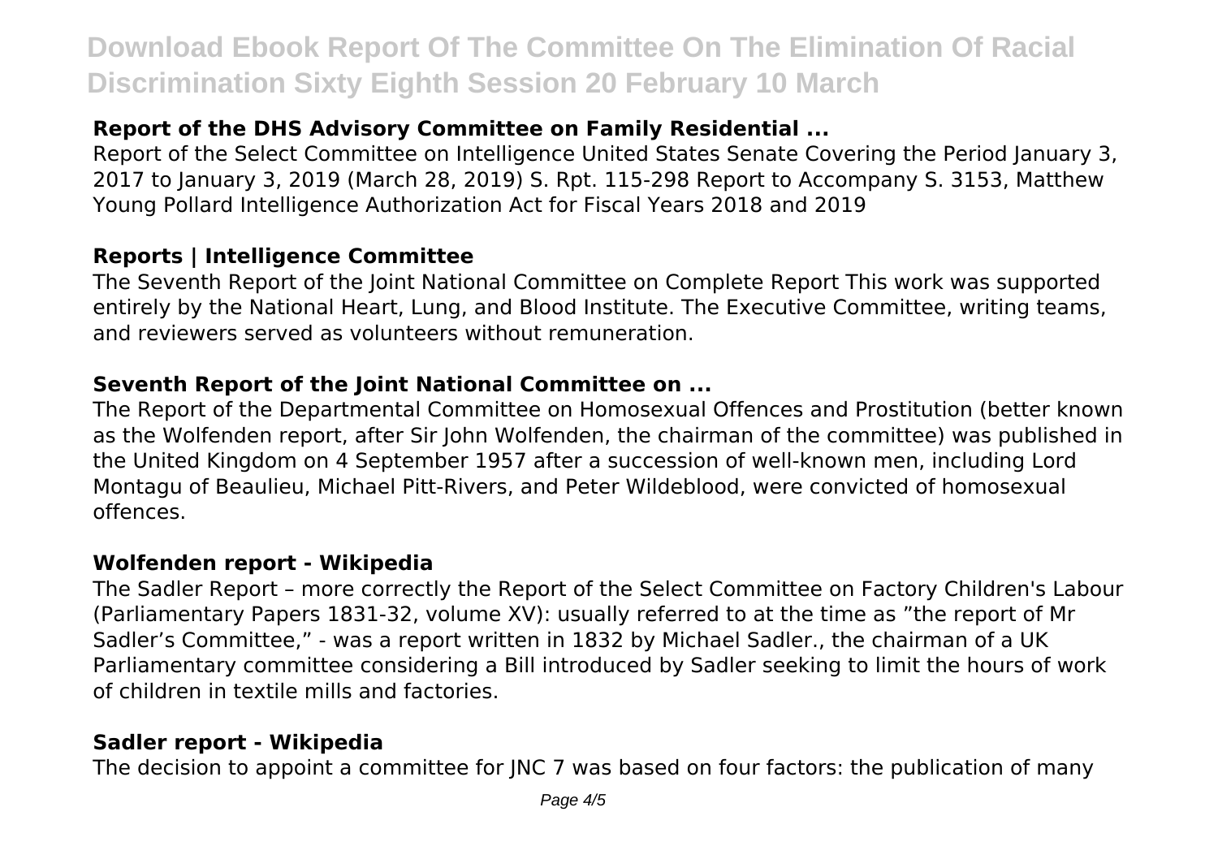### Report of the DHS Advisory Committee on Family Residential ...

Report of the Select Committee on Intelligence United States Senate Covering the Period January 3, 2017 to January 3, 2019 (March 28, 2019) S. Rpt. 115-298 Report to Accompany S. 3153, Matthew Young Pollard Intelligence Authorization Act for Fiscal Years 2018 and 2019

### Reports | Intelligence Committee

The Seventh Report of the Joint National Committee on Complete Report This work was supported entirely by the National Heart, Lung, and Blood Institute. The Executive Committee, writing teams, and reviewers served as volunteers without remuneration.

### Seventh Report of the Joint National Committee on ...

The Report of the Departmental Committee on Homosexual Offences and Prostitution (better known as the Wolfenden report, after Sir John Wolfenden, the chairman of the committee) was published in the United Kingdom on 4 September 1957 after a succession of well-known men, including Lord Montagu of Beaulieu, Michael Pitt-Rivers, and Peter Wildeblood, were convicted of homosexual offences.

### Wolfenden report - Wikipedia

The Sadler Report – more correctly the Report of the Select Committee on Factory Children's Labour (Parliamentary Papers 1831-32, volume XV): usually referred to at the time as "the report of Mr Sadler's Committee," - was a report written in 1832 by Michael Sadler., the chairman of a UK Parliamentary committee considering a Bill introduced by Sadler seeking to limit the hours of work of children in textile mills and factories.

### Sadler report - Wikipedia

The decision to appoint a committee for JNC 7 was based on four factors: the publication of many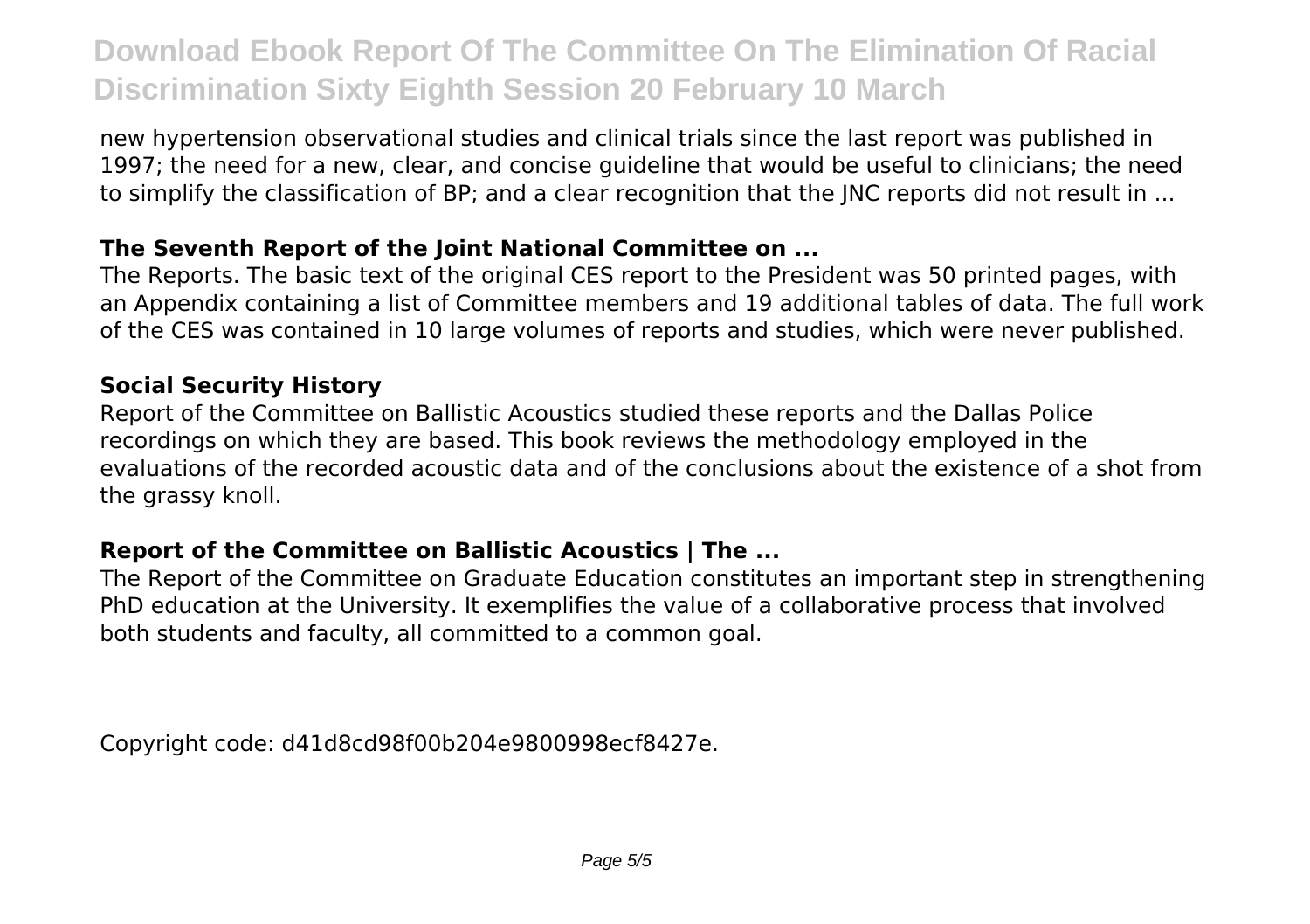new hypertension observational studies and clinical trials since the last report was published in 1997; the need for a new, clear, and concise guideline that would be useful to clinicians; the need to simplify the classification of BP; and a clear recognition that the JNC reports did not result in ...

**The Seventh Report of the Joint National Committee on ...**

The Reports. The basic text of the original CES report to the President was 50 printed pages, with an Appendix containing a list of Committee members and 19 additional tables of data. The full work of the CES was contained in 10 large volumes of reports and studies, which were never published.

**Social Security History**

Report of the Committee on Ballistic Acoustics studied these reports and the Dallas Police recordings on which they are based. This book reviews the methodology employed in the evaluations of the recorded acoustic data and of the conclusions about the existence of a shot from the grassy knoll.

**Report of the Committee on Ballistic Acoustics | The ...**

The Report of the Committee on Graduate Education constitutes an important step in strengthening PhD education at the University. It exemplifies the value of a collaborative process that involved both students and faculty, all committed to a common goal.

Copyright code: d41d8cd98f00b204e9800998ecf8427e.